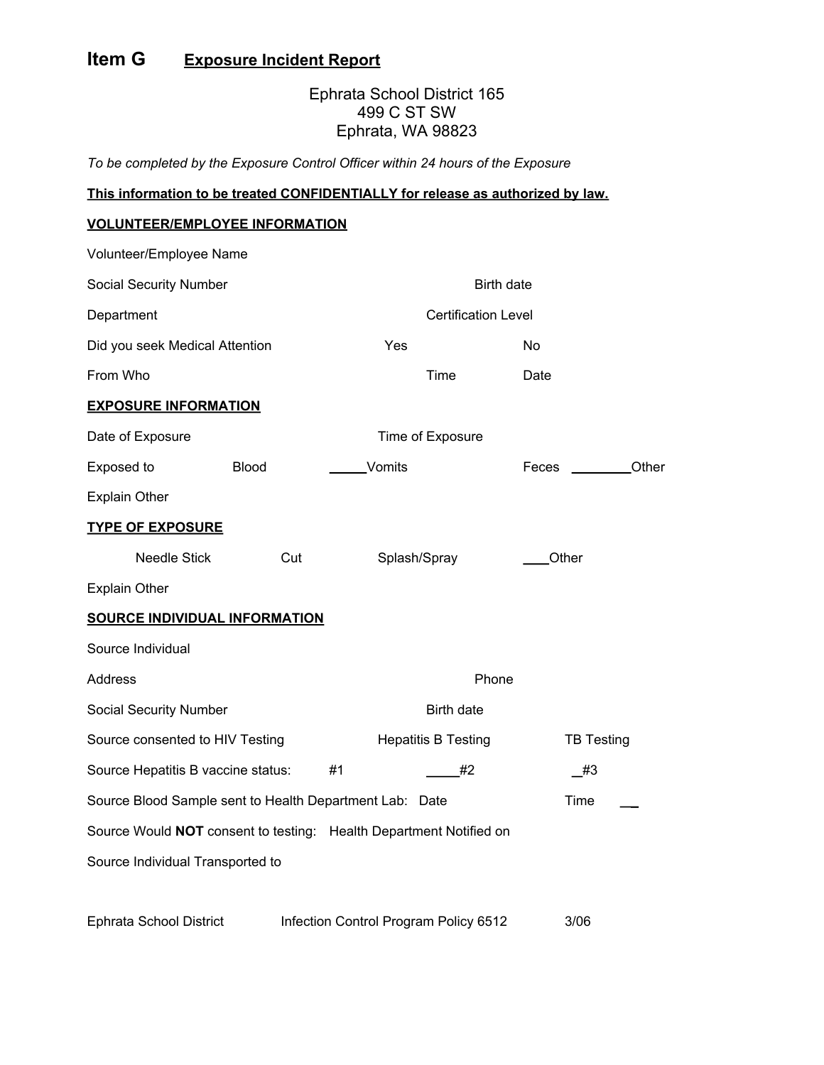# Item G Exposure Incident Report

Ephrata School District 165
499 C ST SW
Ephrata, WA 98823

*To be completed by the Exposure Control Officer within 24 hours of the Exposure*

**This information to be treated CONFIDENTIALLY for release as authorized by law.**

## VOLUNTEER/EMPLOYEE INFORMATION

Volunteer/Employee Name

Social Security Number Birth date

Department Certification Level

Did you seek Medical Attention Yes No

From Who Time Date

## EXPOSURE INFORMATION

Date of Exposure Time of Exposure

Exposed to Blood _____Vomits Feces ________Other

Explain Other

## TYPE OF EXPOSURE

Needle Stick Cut Splash/Spray ___Other

Explain Other

## SOURCE INDIVIDUAL INFORMATION

Source Individual

Address Phone

Social Security Number Birth date

Source consented to HIV Testing Hepatitis B Testing TB Testing

Source Hepatitis B vaccine status: #1 ____#2 _#3

Source Blood Sample sent to Health Department Lab: Date Time __

Source Would **NOT** consent to testing: Health Department Notified on

Source Individual Transported to

Ephrata School District Infection Control Program Policy 6512 3/06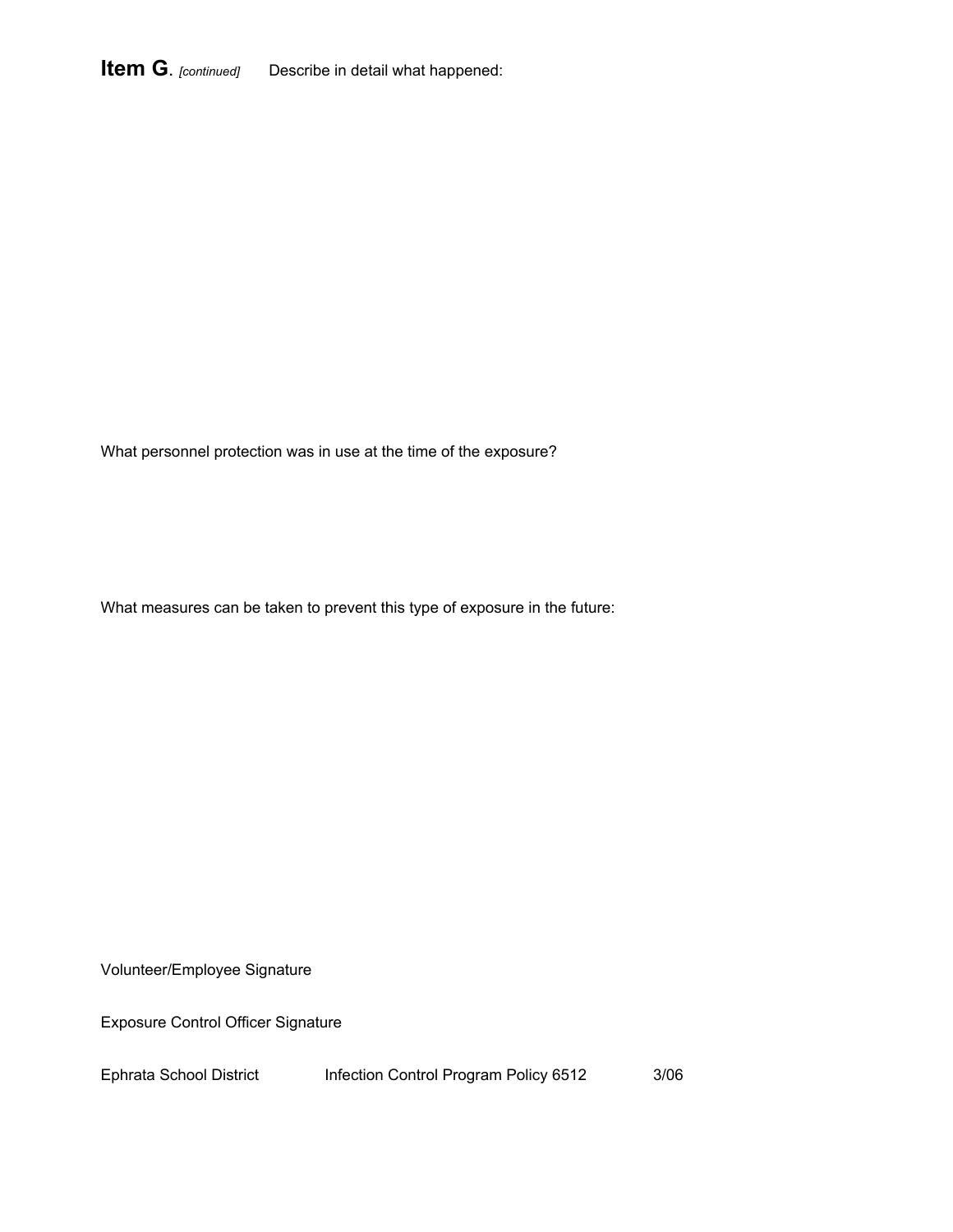**Item G**. *[continued]* Describe in detail what happened:

What personnel protection was in use at the time of the exposure?

What measures can be taken to prevent this type of exposure in the future:

Volunteer/Employee Signature

Exposure Control Officer Signature

Ephrata School District Infection Control Program Policy 6512 3/06